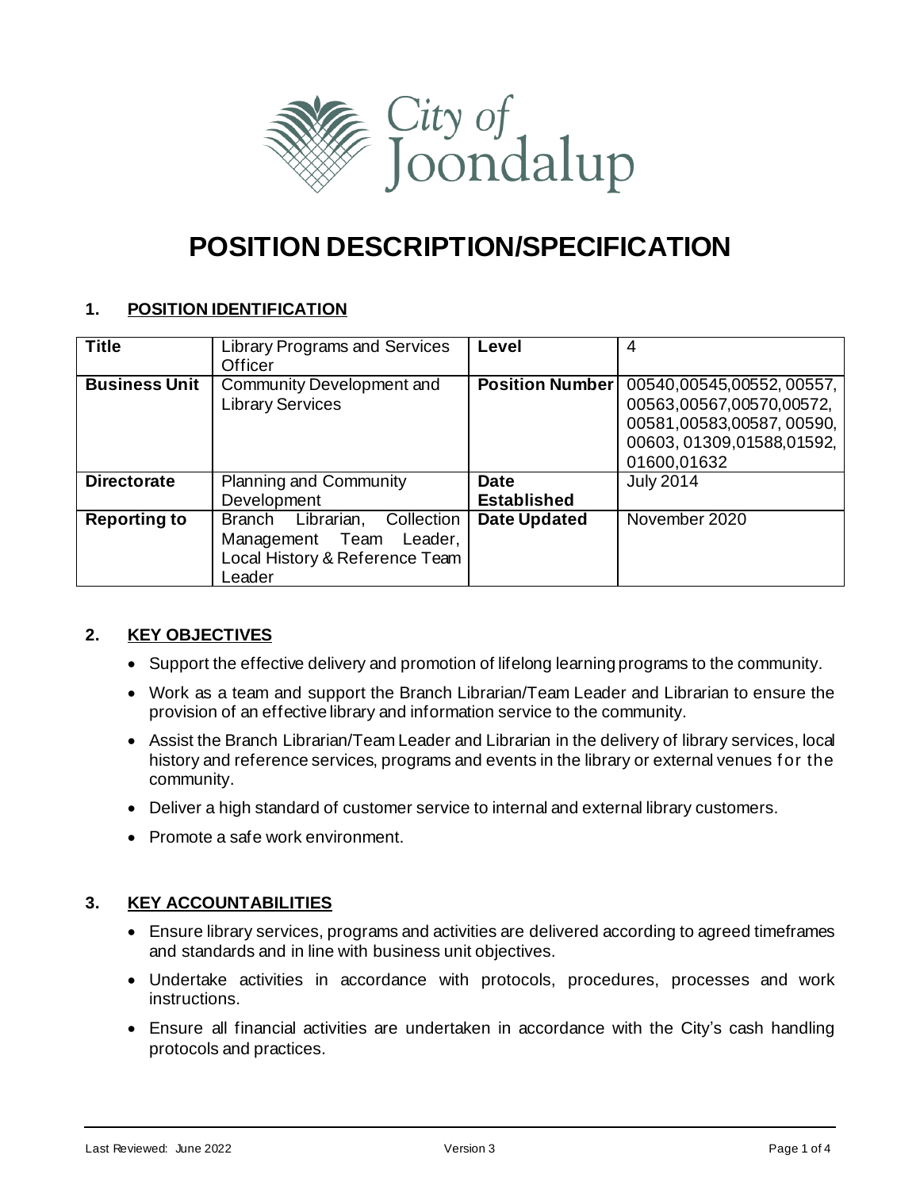# POSITION DESCRIPTION/SPECIFICATION

## 1. POSITION IDENTIFICATION

| **Title** | Library Programs and Services Officer | **Level** | 4 |
|---|---|---|---|
| **Business Unit** | Community Development and Library Services | **Position Number** | 00540,00545,00552, 00557, 00563,00567,00570,00572, 00581,00583,00587, 00590, 00603, 01309,01588,01592, 01600,01632 |
| **Directorate** | Planning and Community Development | **Date Established** | July 2014 |
| **Reporting to** | Branch Librarian, Collection Management Team Leader, Local History & Reference Team Leader | **Date Updated** | November 2020 |

## 2. KEY OBJECTIVES

- Support the effective delivery and promotion of lifelong learning programs to the community.
- Work as a team and support the Branch Librarian/Team Leader and Librarian to ensure the provision of an effective library and information service to the community.
- Assist the Branch Librarian/Team Leader and Librarian in the delivery of library services, local history and reference services, programs and events in the library or external venues for the community.
- Deliver a high standard of customer service to internal and external library customers.
- Promote a safe work environment.

## 3. KEY ACCOUNTABILITIES

- Ensure library services, programs and activities are delivered according to agreed timeframes and standards and in line with business unit objectives.
- Undertake activities in accordance with protocols, procedures, processes and work instructions.
- Ensure all financial activities are undertaken in accordance with the City's cash handling protocols and practices.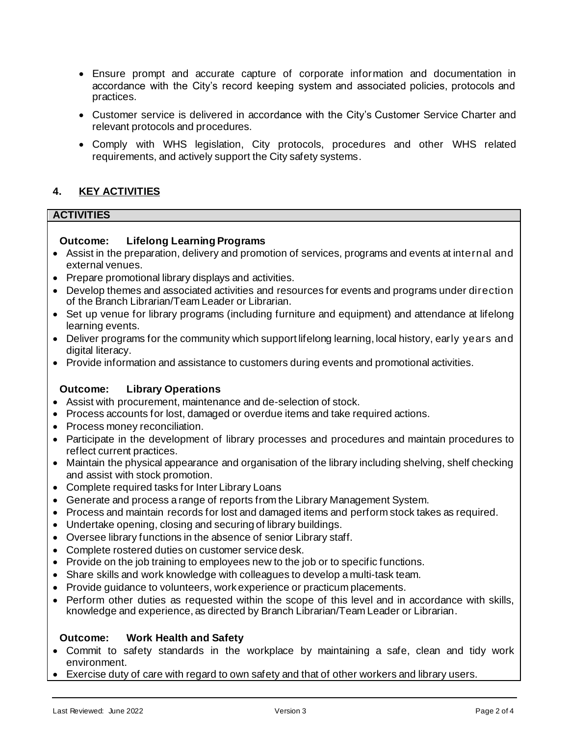- Ensure prompt and accurate capture of corporate information and documentation in accordance with the City's record keeping system and associated policies, protocols and practices.
- Customer service is delivered in accordance with the City's Customer Service Charter and relevant protocols and procedures.
- Comply with WHS legislation, City protocols, procedures and other WHS related requirements, and actively support the City safety systems.

## 4. KEY ACTIVITIES

| ACTIVITIES |
|---|
| **Outcome: Lifelong Learning Programs**<br>• Assist in the preparation, delivery and promotion of services, programs and events at internal and external venues.<br>• Prepare promotional library displays and activities.<br>• Develop themes and associated activities and resources for events and programs under direction of the Branch Librarian/Team Leader or Librarian.<br>• Set up venue for library programs (including furniture and equipment) and attendance at lifelong learning events.<br>• Deliver programs for the community which support lifelong learning, local history, early years and digital literacy.<br>• Provide information and assistance to customers during events and promotional activities.<br><br>**Outcome: Library Operations**<br>• Assist with procurement, maintenance and de-selection of stock.<br>• Process accounts for lost, damaged or overdue items and take required actions.<br>• Process money reconciliation.<br>• Participate in the development of library processes and procedures and maintain procedures to reflect current practices.<br>• Maintain the physical appearance and organisation of the library including shelving, shelf checking and assist with stock promotion.<br>• Complete required tasks for Inter Library Loans<br>• Generate and process a range of reports from the Library Management System.<br>• Process and maintain records for lost and damaged items and perform stock takes as required.<br>• Undertake opening, closing and securing of library buildings.<br>• Oversee library functions in the absence of senior Library staff.<br>• Complete rostered duties on customer service desk.<br>• Provide on the job training to employees new to the job or to specific functions.<br>• Share skills and work knowledge with colleagues to develop a multi-task team.<br>• Provide guidance to volunteers, work experience or practicum placements.<br>• Perform other duties as requested within the scope of this level and in accordance with skills, knowledge and experience, as directed by Branch Librarian/Team Leader or Librarian.<br><br>**Outcome: Work Health and Safety**<br>• Commit to safety standards in the workplace by maintaining a safe, clean and tidy work environment.<br>• Exercise duty of care with regard to own safety and that of other workers and library users. |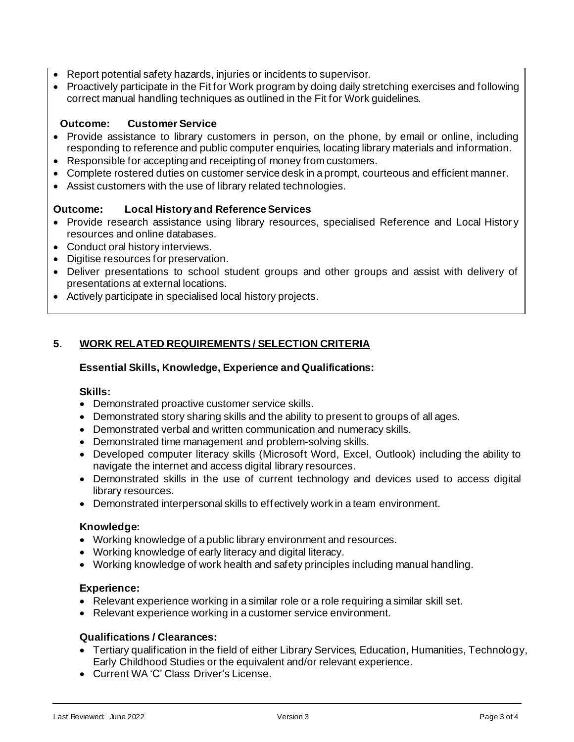- Report potential safety hazards, injuries or incidents to supervisor.
- Proactively participate in the Fit for Work program by doing daily stretching exercises and following correct manual handling techniques as outlined in the Fit for Work guidelines.

**Outcome: Customer Service**

- Provide assistance to library customers in person, on the phone, by email or online, including responding to reference and public computer enquiries, locating library materials and information.
- Responsible for accepting and receipting of money from customers.
- Complete rostered duties on customer service desk in a prompt, courteous and efficient manner.
- Assist customers with the use of library related technologies.

**Outcome: Local History and Reference Services**

- Provide research assistance using library resources, specialised Reference and Local History resources and online databases.
- Conduct oral history interviews.
- Digitise resources for preservation.
- Deliver presentations to school student groups and other groups and assist with delivery of presentations at external locations.
- Actively participate in specialised local history projects.

## 5. WORK RELATED REQUIREMENTS / SELECTION CRITERIA

### Essential Skills, Knowledge, Experience and Qualifications:

**Skills:**

- Demonstrated proactive customer service skills.
- Demonstrated story sharing skills and the ability to present to groups of all ages.
- Demonstrated verbal and written communication and numeracy skills.
- Demonstrated time management and problem-solving skills.
- Developed computer literacy skills (Microsoft Word, Excel, Outlook) including the ability to navigate the internet and access digital library resources.
- Demonstrated skills in the use of current technology and devices used to access digital library resources.
- Demonstrated interpersonal skills to effectively work in a team environment.

**Knowledge:**

- Working knowledge of a public library environment and resources.
- Working knowledge of early literacy and digital literacy.
- Working knowledge of work health and safety principles including manual handling.

**Experience:**

- Relevant experience working in a similar role or a role requiring a similar skill set.
- Relevant experience working in a customer service environment.

**Qualifications / Clearances:**

- Tertiary qualification in the field of either Library Services, Education, Humanities, Technology, Early Childhood Studies or the equivalent and/or relevant experience.
- Current WA 'C' Class Driver's License.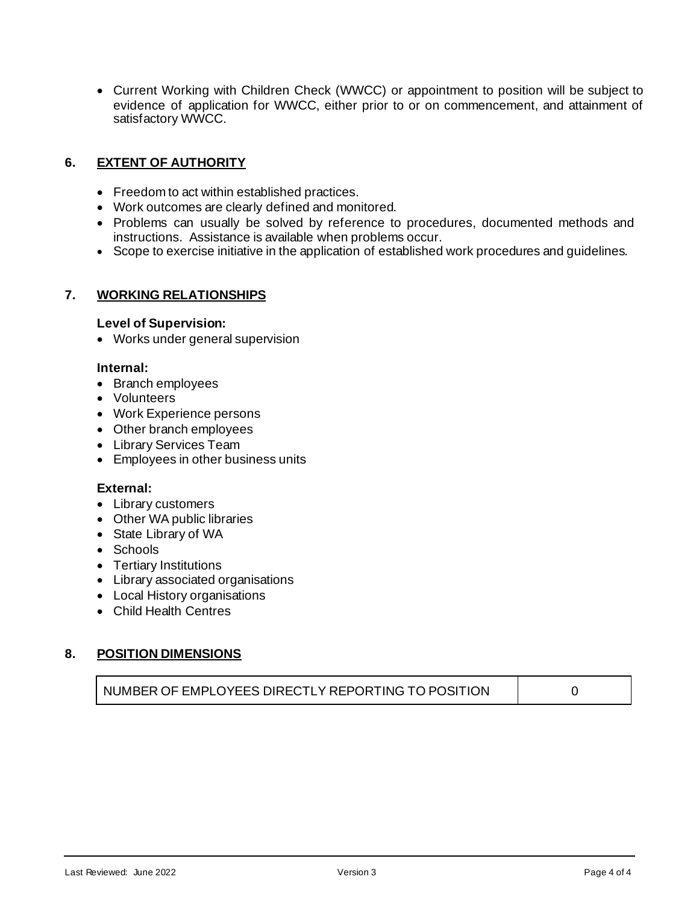- Current Working with Children Check (WWCC) or appointment to position will be subject to evidence of application for WWCC, either prior to or on commencement, and attainment of satisfactory WWCC.

## 6. EXTENT OF AUTHORITY

- Freedom to act within established practices.
- Work outcomes are clearly defined and monitored.
- Problems can usually be solved by reference to procedures, documented methods and instructions. Assistance is available when problems occur.
- Scope to exercise initiative in the application of established work procedures and guidelines.

## 7. WORKING RELATIONSHIPS

**Level of Supervision:**

- Works under general supervision

**Internal:**

- Branch employees
- Volunteers
- Work Experience persons
- Other branch employees
- Library Services Team
- Employees in other business units

**External:**

- Library customers
- Other WA public libraries
- State Library of WA
- Schools
- Tertiary Institutions
- Library associated organisations
- Local History organisations
- Child Health Centres

## 8. POSITION DIMENSIONS

| | |
|---|---|
| NUMBER OF EMPLOYEES DIRECTLY REPORTING TO POSITION | 0 |